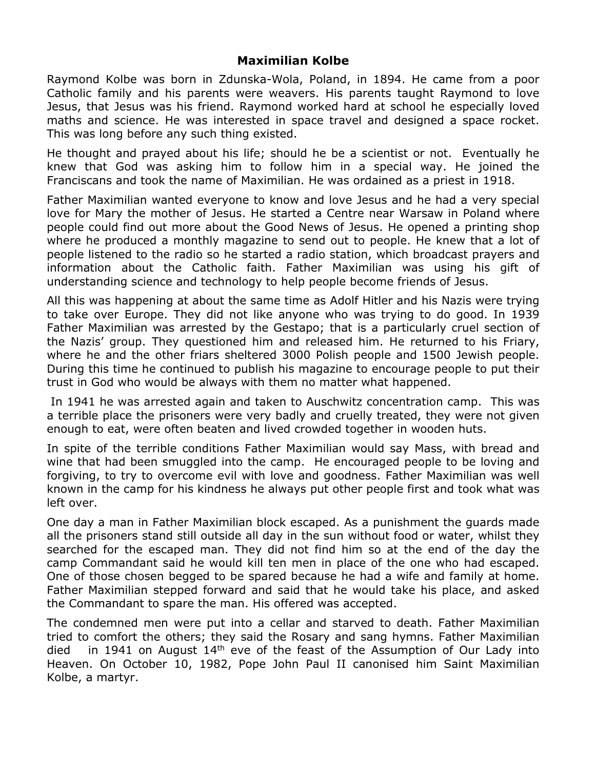# Maximilian Kolbe

Raymond Kolbe was born in Zdunska-Wola, Poland, in 1894. He came from a poor Catholic family and his parents were weavers. His parents taught Raymond to love Jesus, that Jesus was his friend. Raymond worked hard at school he especially loved maths and science. He was interested in space travel and designed a space rocket. This was long before any such thing existed.

He thought and prayed about his life; should he be a scientist or not. Eventually he knew that God was asking him to follow him in a special way. He joined the Franciscans and took the name of Maximilian. He was ordained as a priest in 1918.

Father Maximilian wanted everyone to know and love Jesus and he had a very special love for Mary the mother of Jesus. He started a Centre near Warsaw in Poland where people could find out more about the Good News of Jesus. He opened a printing shop where he produced a monthly magazine to send out to people. He knew that a lot of people listened to the radio so he started a radio station, which broadcast prayers and information about the Catholic faith. Father Maximilian was using his gift of understanding science and technology to help people become friends of Jesus.

All this was happening at about the same time as Adolf Hitler and his Nazis were trying to take over Europe. They did not like anyone who was trying to do good. In 1939 Father Maximilian was arrested by the Gestapo; that is a particularly cruel section of the Nazis' group. They questioned him and released him. He returned to his Friary, where he and the other friars sheltered 3000 Polish people and 1500 Jewish people. During this time he continued to publish his magazine to encourage people to put their trust in God who would be always with them no matter what happened.

In 1941 he was arrested again and taken to Auschwitz concentration camp. This was a terrible place the prisoners were very badly and cruelly treated, they were not given enough to eat, were often beaten and lived crowded together in wooden huts.

In spite of the terrible conditions Father Maximilian would say Mass, with bread and wine that had been smuggled into the camp. He encouraged people to be loving and forgiving, to try to overcome evil with love and goodness. Father Maximilian was well known in the camp for his kindness he always put other people first and took what was left over.

One day a man in Father Maximilian block escaped. As a punishment the guards made all the prisoners stand still outside all day in the sun without food or water, whilst they searched for the escaped man. They did not find him so at the end of the day the camp Commandant said he would kill ten men in place of the one who had escaped. One of those chosen begged to be spared because he had a wife and family at home. Father Maximilian stepped forward and said that he would take his place, and asked the Commandant to spare the man. His offered was accepted.

The condemned men were put into a cellar and starved to death. Father Maximilian tried to comfort the others; they said the Rosary and sang hymns. Father Maximilian died in 1941 on August 14th eve of the feast of the Assumption of Our Lady into Heaven. On October 10, 1982, Pope John Paul II canonised him Saint Maximilian Kolbe, a martyr.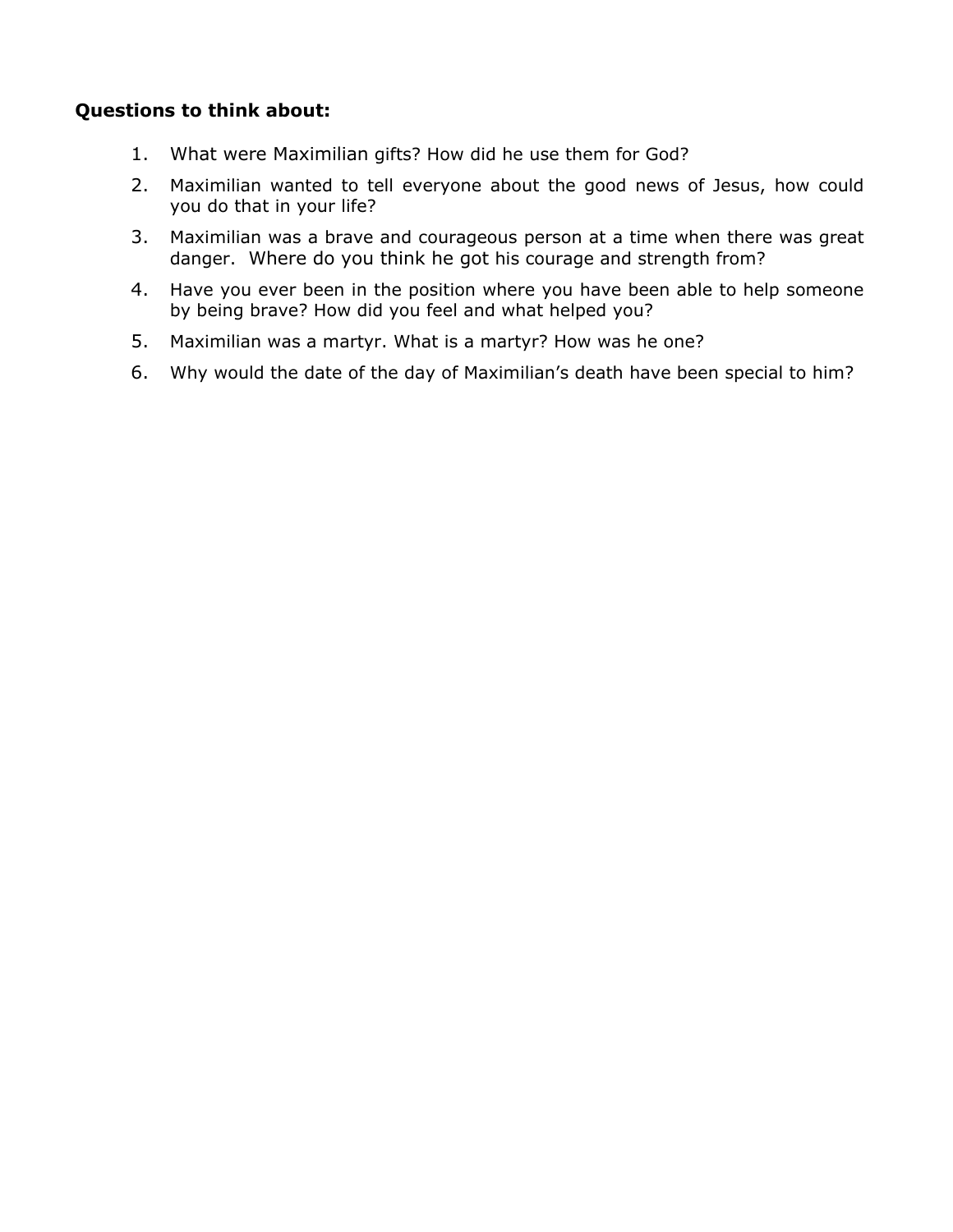**Questions to think about:**

1. What were Maximilian gifts? How did he use them for God?
2. Maximilian wanted to tell everyone about the good news of Jesus, how could you do that in your life?
3. Maximilian was a brave and courageous person at a time when there was great danger. Where do you think he got his courage and strength from?
4. Have you ever been in the position where you have been able to help someone by being brave? How did you feel and what helped you?
5. Maximilian was a martyr. What is a martyr? How was he one?
6. Why would the date of the day of Maximilian's death have been special to him?